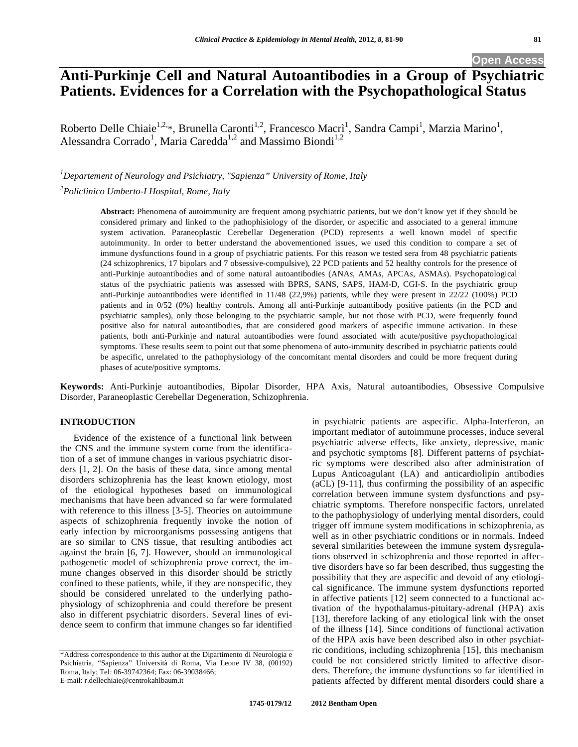# Anti-Purkinje Cell and Natural Autoantibodies in a Group of Psychiatric Patients. Evidences for a Correlation with the Psychopathological Status

Roberto Delle Chiaie[1,2,*], Brunella Caronti[1,2], Francesco Macrì[1], Sandra Campi[1], Marzia Marino[1], Alessandra Corrado[1], Maria Caredda[1,2] and Massimo Biondi[1,2]

[1]*Departement of Neurology and Psichiatry, "Sapienza" University of Rome, Italy*

[2]*Policlinico Umberto-I Hospital, Rome, Italy*

**Abstract:** Phenomena of autoimmunity are frequent among psychiatric patients, but we don't know yet if they should be considered primary and linked to the pathophisiology of the disorder, or aspecific and associated to a general immune system activation. Paraneoplastic Cerebellar Degeneration (PCD) represents a well known model of specific autoimmunity. In order to better understand the abovementioned issues, we used this condition to compare a set of immune dysfunctions found in a group of psychiatric patients. For this reason we tested sera from 48 psychiatric patients (24 schizophrenics, 17 bipolars and 7 obsessive-compulsive), 22 PCD patients and 52 healthy controls for the presence of anti-Purkinje autoantibodies and of some natural autoantibodies (ANA*s*, AMA*s*, APCA*s*, ASMA*s*). Psychopatological status of the psychiatric patients was assessed with BPRS, SANS, SAPS, HAM-D, CGI-S. In the psychiatric group anti-Purkinje autoantibodies were identified in 11/48 (22,9%) patients, while they were present in 22/22 (100%) PCD patients and in 0/52 (0%) healthy controls. Among all anti-Purkinje autoantibody positive patients (in the PCD and psychiatric samples), only those belonging to the psychiatric sample, but not those with PCD, were frequently found positive also for natural autoantibodies, that are considered good markers of aspecific immune activation. In these patients, both anti-Purkinje and natural autoantibodies were found associated with acute/positive psychopathological symptoms. These results seem to point out that some phenomena of auto-immunity described in psychiatric patients could be aspecific, unrelated to the pathophysiology of the concomitant mental disorders and could be more frequent during phases of acute/positive symptoms.

**Keywords:** Anti-Purkinje autoantibodies, Bipolar Disorder, HPA Axis, Natural autoantibodies, Obsessive Compulsive Disorder, Paraneoplastic Cerebellar Degeneration, Schizophrenia.

## INTRODUCTION

Evidence of the existence of a functional link between the CNS and the immune system come from the identification of a set of immune changes in various psychiatric disorders [1, 2]. On the basis of these data, since among mental disorders schizophrenia has the least known etiology, most of the etiological hypotheses based on immunological mechanisms that have been advanced so far were formulated with reference to this illness [3-5]. Theories on autoimmune aspects of schizophrenia frequently invoke the notion of early infection by microorganisms possessing antigens that are so similar to CNS tissue, that resulting antibodies act against the brain [6, 7]. However, should an immunological pathogenetic model of schizophrenia prove correct, the immune changes observed in this disorder should be strictly confined to these patients, while, if they are nonspecific, they should be considered unrelated to the underlying pathophysiology of schizophrenia and could therefore be present also in different psychiatric disorders. Several lines of evidence seem to confirm that immune changes so far identified in psychiatric patients are aspecific. Alpha-Interferon, an important mediator of autoimmune processes, induce several psychiatric adverse effects, like anxiety, depressive, manic and psychotic symptoms [8]. Different patterns of psychiatric symptoms were described also after administration of Lupus Anticoagulant (LA) and anticardiolipin antibodies (aCL) [9-11], thus confirming the possibility of an aspecific correlation between immune system dysfunctions and psychiatric symptoms. Therefore nonspecific factors, unrelated to the pathophysiology of underlying mental disorders, could trigger off immune system modifications in schizophrenia, as well as in other psychiatric conditions or in normals. Indeed several similarities beteween the immune system dysregulations observed in schizophrenia and those reported in affective disorders have so far been described, thus suggesting the possibility that they are aspecific and devoid of any etiological significance. The immune system dysfunctions reported in affective patients [12] seem connected to a functional activation of the hypothalamus-pituitary-adrenal (HPA) axis [13], therefore lacking of any etiological link with the onset of the illness [14]. Since conditions of functional activation of the HPA axis have been described also in other psychiatric conditions, including schizophrenia [15], this mechanism could be not considered strictly limited to affective disorders. Therefore, the immune dysfunctions so far identified in patients affected by different mental disorders could share a

*Address correspondence to this author at the Dipartimento di Neurologia e Psichiatria, "Sapienza" Università di Roma, Via Leone IV 38, (00192) Roma, Italy; Tel: 06-39742364; Fax: 06-39038466;
E-mail: r.dellechiaie@centrokahlbaum.it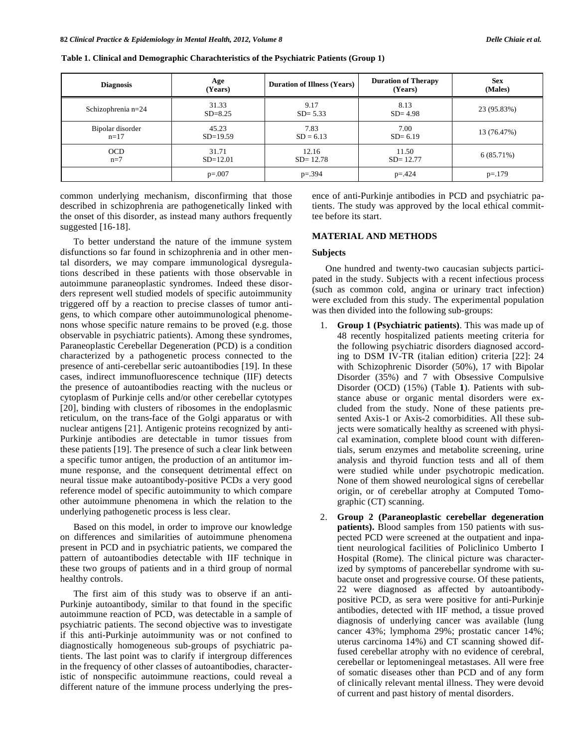**Table 1. Clinical and Demographic Charachteristics of the Psychiatric Patients (Group 1)**

| Diagnosis | Age (Years) | Duration of Illness (Years) | Duration of Therapy (Years) | Sex (Males) |
|---|---|---|---|---|
| Schizophrenia n=24 | 31.33 SD=8.25 | 9.17 SD= 5.33 | 8.13 SD= 4.98 | 23 (95.83%) |
| Bipolar disorder n=17 | 45.23 SD=19.59 | 7.83 SD = 6.13 | 7.00 SD= 6.19 | 13 (76.47%) |
| OCD n=7 | 31.71 SD=12.01 | 12.16 SD= 12.78 | 11.50 SD= 12.77 | 6 (85.71%) |
| | p=.007 | p=.394 | p=.424 | p=.179 |

common underlying mechanism, disconfirming that those described in schizophrenia are pathogenetically linked with the onset of this disorder, as instead many authors frequently suggested [16-18].

To better understand the nature of the immune system disfunctions so far found in schizophrenia and in other mental disorders, we may compare immunological dysregulations described in these patients with those observable in autoimmune paraneoplastic syndromes. Indeed these disorders represent well studied models of specific autoimmunity triggered off by a reaction to precise classes of tumor antigens, to which compare other autoimmunological phenomenons whose specific nature remains to be proved (e.g. those observable in psychiatric patients). Among these syndromes, Paraneoplastic Cerebellar Degeneration (PCD) is a condition characterized by a pathogenetic process connected to the presence of anti-cerebellar seric autoantibodies [19]. In these cases, indirect immunofluorescence technique (IIF) detects the presence of autoantibodies reacting with the nucleus or cytoplasm of Purkinje cells and/or other cerebellar cytotypes [20], binding with clusters of ribosomes in the endoplasmic reticulum, on the trans-face of the Golgi apparatus or with nuclear antigens [21]. Antigenic proteins recognized by anti-Purkinje antibodies are detectable in tumor tissues from these patients [19]. The presence of such a clear link between a specific tumor antigen, the production of an antitumor immune response, and the consequent detrimental effect on neural tissue make autoantibody-positive PCD*s* a very good reference model of specific autoimmunity to which compare other autoimmune phenomena in which the relation to the underlying pathogenetic process is less clear.

Based on this model, in order to improve our knowledge on differences and similarities of autoimmune phenomena present in PCD and in psychiatric patients, we compared the pattern of autoantibodies detectable with IIF technique in these two groups of patients and in a third group of normal healthy controls.

The first aim of this study was to observe if an anti-Purkinje autoantibody, similar to that found in the specific autoimmune reaction of PCD, was detectable in a sample of psychiatric patients. The second objective was to investigate if this anti-Purkinje autoimmunity was or not confined to diagnostically homogeneous sub-groups of psychiatric patients. The last point was to clarify if intergroup differences in the frequency of other classes of autoantibodies, characteristic of nonspecific autoimmune reactions, could reveal a different nature of the immune process underlying the presence of anti-Purkinje antibodies in PCD and psychiatric patients. The study was approved by the local ethical committee before its start.

## MATERIAL AND METHODS

### Subjects

One hundred and twenty-two caucasian subjects participated in the study. Subjects with a recent infectious process (such as common cold, angina or urinary tract infection) were excluded from this study. The experimental population was then divided into the following sub-groups:

1. **Group 1 (Psychiatric patients)**. This was made up of 48 recently hospitalized patients meeting criteria for the following psychiatric disorders diagnosed according to DSM IV-TR (italian edition) criteria [22]: 24 with Schizophrenic Disorder (50%), 17 with Bipolar Disorder (35%) and 7 with Obsessive Compulsive Disorder (OCD) (15%) (Table **1**). Patients with substance abuse or organic mental disorders were excluded from the study. None of these patients presented Axis-1 or Axis-2 comorbidities. All these subjects were somatically healthy as screened with physical examination, complete blood count with differentials, serum enzymes and metabolite screening, urine analysis and thyroid function tests and all of them were studied while under psychotropic medication. None of them showed neurological signs of cerebellar origin, or of cerebellar atrophy at Computed Tomographic (CT) scanning.
2. **Group 2 (Paraneoplastic cerebellar degeneration patients).** Blood samples from 150 patients with suspected PCD were screened at the outpatient and inpatient neurological facilities of Policlinico Umberto I Hospital (Rome). The clinical picture was characterized by symptoms of pancerebellar syndrome with subacute onset and progressive course. Of these patients, 22 were diagnosed as affected by autoantibody-positive PCD, as sera were positive for anti-Purkinje antibodies, detected with IIF method, a tissue proved diagnosis of underlying cancer was available (lung cancer 43%; lymphoma 29%; prostatic cancer 14%; uterus carcinoma 14%) and CT scanning showed diffused cerebellar atrophy with no evidence of cerebral, cerebellar or leptomeningeal metastases. All were free of somatic diseases other than PCD and of any form of clinically relevant mental illness. They were devoid of current and past history of mental disorders.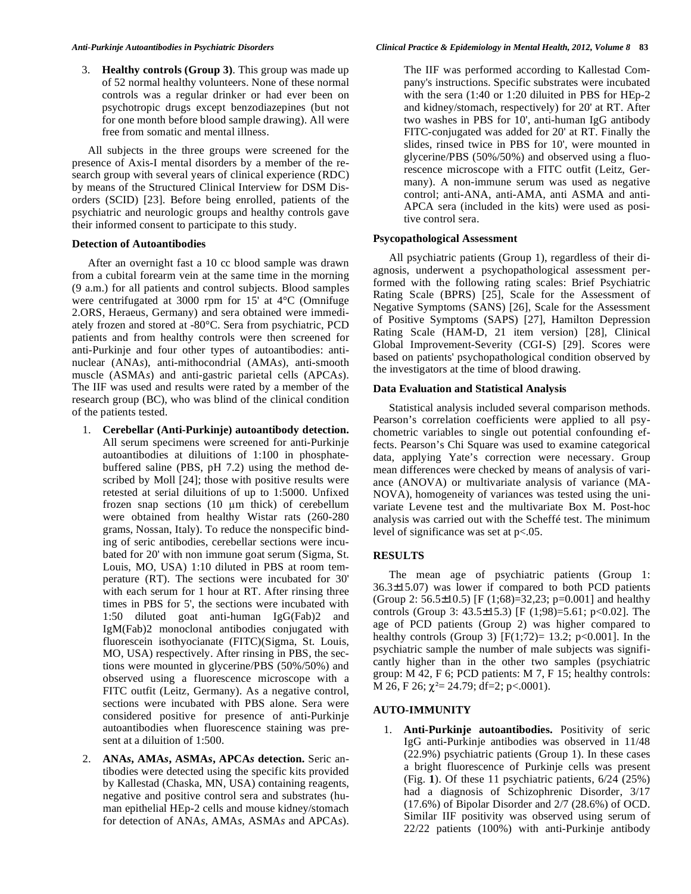3. **Healthy controls (Group 3)**. This group was made up of 52 normal healthy volunteers. None of these normal controls was a regular drinker or had ever been on psychotropic drugs except benzodiazepines (but not for one month before blood sample drawing). All were free from somatic and mental illness.

All subjects in the three groups were screened for the presence of Axis-I mental disorders by a member of the research group with several years of clinical experience (RDC) by means of the Structured Clinical Interview for DSM Disorders (SCID) [23]. Before being enrolled, patients of the psychiatric and neurologic groups and healthy controls gave their informed consent to participate to this study.

### Detection of Autoantibodies

After an overnight fast a 10 cc blood sample was drawn from a cubital forearm vein at the same time in the morning (9 a.m.) for all patients and control subjects. Blood samples were centrifugated at 3000 rpm for 15' at 4°C (Omnifuge 2.ORS, Heraeus, Germany) and sera obtained were immediately frozen and stored at -80°C. Sera from psychiatric, PCD patients and from healthy controls were then screened for anti-Purkinje and four other types of autoantibodies: anti-nuclear (ANA*s*), anti-mithocondrial (AMA*s*), anti-smooth muscle (ASMA*s*) and anti-gastric parietal cells (APCA*s*). The IIF was used and results were rated by a member of the research group (BC), who was blind of the clinical condition of the patients tested.

1. **Cerebellar (Anti-Purkinje) autoantibody detection.** All serum specimens were screened for anti-Purkinje autoantibodies at diluitions of 1:100 in phosphate-buffered saline (PBS, pH 7.2) using the method described by Moll [24]; those with positive results were retested at serial diluitions of up to 1:5000. Unfixed frozen snap sections (10 µm thick) of cerebellum were obtained from healthy Wistar rats (260-280 grams, Nossan, Italy). To reduce the nonspecific binding of seric antibodies, cerebellar sections were incubated for 20' with non immune goat serum (Sigma, St. Louis, MO, USA) 1:10 diluted in PBS at room temperature (RT). The sections were incubated for 30' with each serum for 1 hour at RT. After rinsing three times in PBS for 5', the sections were incubated with 1:50 diluted goat anti-human IgG(Fab)2 and IgM(Fab)2 monoclonal antibodies conjugated with fluorescein isothyocianate (FITC)(Sigma, St. Louis, MO, USA) respectively. After rinsing in PBS, the sections were mounted in glycerine/PBS (50%/50%) and observed using a fluorescence microscope with a FITC outfit (Leitz, Germany). As a negative control, sections were incubated with PBS alone. Sera were considered positive for presence of anti-Purkinje autoantibodies when fluorescence staining was present at a diluition of 1:500.

2. **ANA*s*, AMA*s*, ASMA*s*, APCA*s* detection.** Seric antibodies were detected using the specific kits provided by Kallestad (Chaska, MN, USA) containing reagents, negative and positive control sera and substrates (human epithelial HEp-2 cells and mouse kidney/stomach for detection of ANA*s*, AMA*s*, ASMA*s* and APCA*s*). The IIF was performed according to Kallestad Company's instructions. Specific substrates were incubated with the sera (1:40 or 1:20 diluited in PBS for HEp-2 and kidney/stomach, respectively) for 20' at RT. After two washes in PBS for 10', anti-human IgG antibody FITC-conjugated was added for 20' at RT. Finally the slides, rinsed twice in PBS for 10', were mounted in glycerine/PBS (50%/50%) and observed using a fluorescence microscope with a FITC outfit (Leitz, Germany). A non-immune serum was used as negative control; anti-ANA, anti-AMA, anti ASMA and anti-APCA sera (included in the kits) were used as positive control sera.

### Psycopathological Assessment

All psychiatric patients (Group 1), regardless of their diagnosis, underwent a psychopathological assessment performed with the following rating scales: Brief Psychiatric Rating Scale (BPRS) [25], Scale for the Assessment of Negative Symptoms (SANS) [26], Scale for the Assessment of Positive Symptoms (SAPS) [27], Hamilton Depression Rating Scale (HAM-D, 21 item version) [28], Clinical Global Improvement-Severity (CGI-S) [29]. Scores were based on patients' psychopathological condition observed by the investigators at the time of blood drawing.

### Data Evaluation and Statistical Analysis

Statistical analysis included several comparison methods. Pearson's correlation coefficients were applied to all psychometric variables to single out potential confounding effects. Pearson's Chi Square was used to examine categorical data, applying Yate's correction were necessary. Group mean differences were checked by means of analysis of variance (ANOVA) or multivariate analysis of variance (MANOVA), homogeneity of variances was tested using the univariate Levene test and the multivariate Box M. Post-hoc analysis was carried out with the Scheffé test. The minimum level of significance was set at $p<.05$.

## RESULTS

The mean age of psychiatric patients (Group 1: 36.3±15.07) was lower if compared to both PCD patients (Group 2: 56.5±10.5) [$F(1;68)=32,23$; $p=0.001$] and healthy controls (Group 3: 43.5±15.3) [$F(1;98)=5.61$; $p<0.02$]. The age of PCD patients (Group 3) Group 2) was higher compared to healthy controls (Group 3) [$F(1;72)= 13.2$; $p<0.001$]. In the psychiatric sample the number of male subjects was significantly higher than in the other two samples (psychiatric group: M 42, F 6; PCD patients: M 7, F 15; healthy controls: M 26, F 26; $\chi^2= 24.79$; df=2; $p<.0001$).

## AUTO-IMMUNITY

1. **Anti-Purkinje autoantibodies.** Positivity of seric IgG anti-Purkinje antibodies was observed in 11/48 (22.9%) psychiatric patients (Group 1). In these cases a bright fluorescence of Purkinje cells was present (Fig. **1**). Of these 11 psychiatric patients, 6/24 (25%) had a diagnosis of Schizophrenic Disorder, 3/17 (17.6%) of Bipolar Disorder and 2/7 (28.6%) of OCD. Similar IIF positivity was observed using serum of 22/22 patients (100%) with anti-Purkinje antibody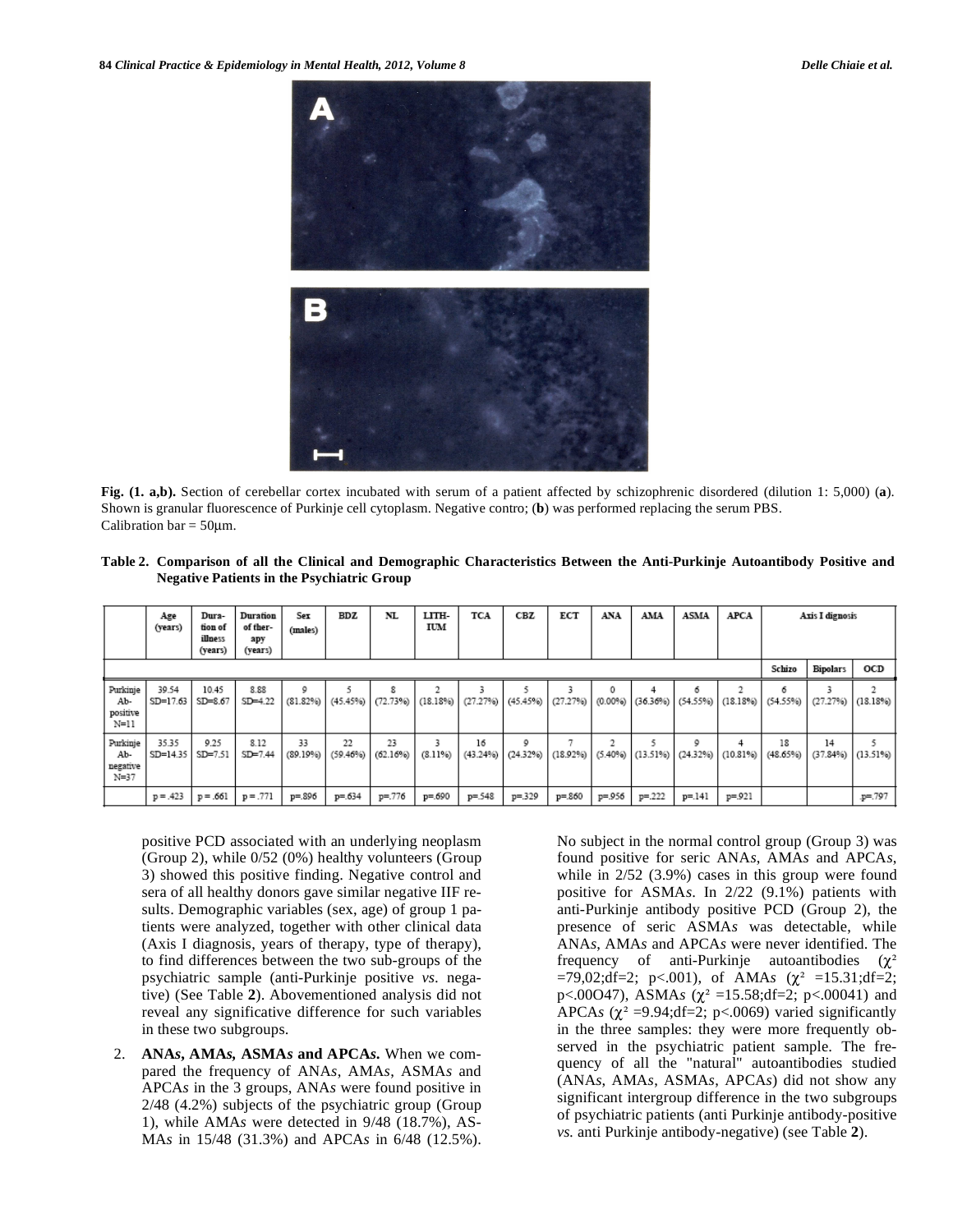Fig. (1. a,b). Section of cerebellar cortex incubated with serum of a patient affected by schizophrenic disordered (dilution 1: 5,000) (**a**). Shown is granular fluorescence of Purkinje cell cytoplasm. Negative contro; (**b**) was performed replacing the serum PBS.
Calibration bar = 50µm.

**Table 2. Comparison of all the Clinical and Demographic Characteristics Between the Anti-Purkinje Autoantibody Positive and Negative Patients in the Psychiatric Group**

| | Age (years) | Duration of illness (years) | Duration of therapy (years) | Sex (males) | BDZ | NL | LITHIUM | TCA | CBZ | ECT | ANA | AMA | ASMA | APCA | Axis I dignosis | | |
|---|---|---|---|---|---|---|---|---|---|---|---|---|---|---|---|---|---|
| | | | | | | | | | | | | | | | Schizo | Bipolars | OCD |
| Purkinje Ab-positive N=11 | 39.54 SD=17.63 | 10.45 SD=8.67 | 8.88 SD=4.22 | 9 (81.82%) | 5 (45.45%) | 8 (72.73%) | 2 (18.18%) | 3 (27.27%) | 5 (45.45%) | 3 (27.27%) | 0 (0.00%) | 4 (36.36%) | 6 (54.55%) | 2 (18.18%) | 6 (54.55%) | 3 (27.27%) | 2 (18.18%) |
| Purkinje Ab-negative N=37 | 35.35 SD=14.35 | 9.25 SD=7.51 | 8.12 SD=7.44 | 33 (89.19%) | 22 (59.46%) | 23 (62.16%) | 3 (8.11%) | 16 (43.24%) | 9 (24.32%) | 7 (18.92%) | 2 (5.40%) | 5 (13.51%) | 9 (24.32%) | 4 (10.81%) | 18 (48.65%) | 14 (37.84%) | 5 (13.51%) |
| | p = .423 | p = .661 | p = .771 | p=.896 | p=.634 | p=.776 | p=.690 | p=.548 | p=.329 | p=.860 | p=.956 | p=.222 | p=.141 | p=.921 | | | p=.797 |

positive PCD associated with an underlying neoplasm (Group 2), while 0/52 (0%) healthy volunteers (Group 3) showed this positive finding. Negative control and sera of all healthy donors gave similar negative IIF results. Demographic variables (sex, age) of group 1 patients were analyzed, together with other clinical data (Axis I diagnosis, years of therapy, type of therapy), to find differences between the two sub-groups of the psychiatric sample (anti-Purkinje positive *vs.* negative) (See Table **2**). Abovementioned analysis did not reveal any significative difference for such variables in these two subgroups.

2. **ANA*s*, AMA*s*, ASMA*s* and APCA*s*.** When we compared the frequency of ANA*s*, AMA*s*, ASMA*s* and APCA*s* in the 3 groups, ANA*s* were found positive in 2/48 (4.2%) subjects of the psychiatric group (Group 1), while AMA*s* were detected in 9/48 (18.7%), ASMA*s* in 15/48 (31.3%) and APCA*s* in 6/48 (12.5%). No subject in the normal control group (Group 3) was found positive for seric ANA*s*, AMA*s* and APCA*s*, while in 2/52 (3.9%) cases in this group were found positive for ASMA*s*. In 2/22 (9.1%) patients with anti-Purkinje antibody positive PCD (Group 2), the presence of seric ASMA*s* was detectable, while ANA*s*, AMA*s* and APCA*s* were never identified. The frequency of anti-Purkinje autoantibodies ($\chi^2$ =79,02;df=2; p<.001), of AMA*s* ($\chi^2$ =15.31;df=2; p<.00O47), ASMA*s* ($\chi^2$ =15.58;df=2; p<.00041) and APCA*s* ($\chi^2$ =9.94;df=2; p<.0069) varied significantly in the three samples: they were more frequently observed in the psychiatric patient sample. The frequency of all the "natural" autoantibodies studied (ANA*s*, AMA*s*, ASMA*s*, APCA*s*) did not show any significant intergroup difference in the two subgroups of psychiatric patients (anti Purkinje antibody-positive *vs.* anti Purkinje antibody-negative) (see Table **2**).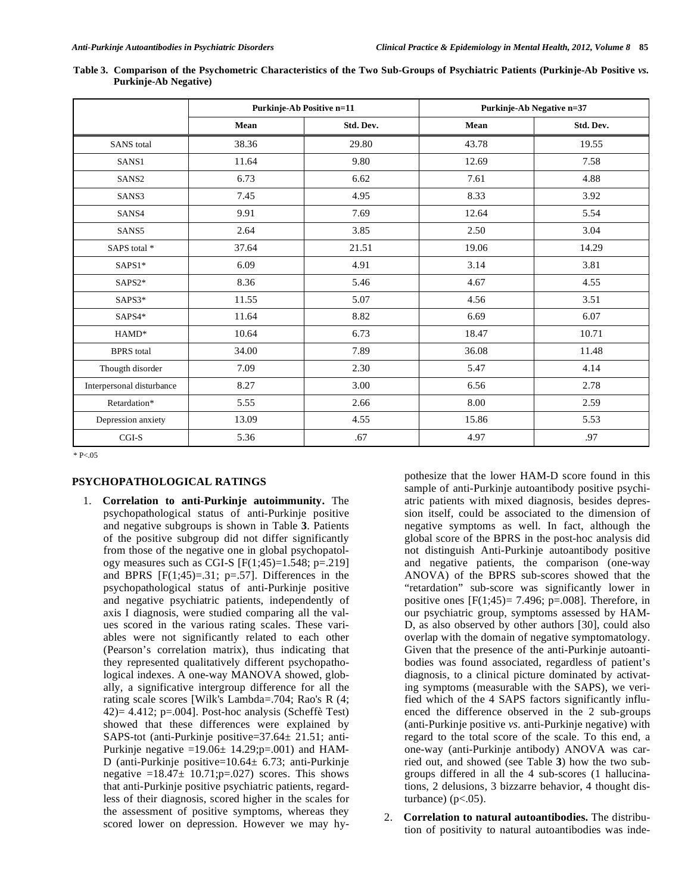**Table 3. Comparison of the Psychometric Characteristics of the Two Sub-Groups of Psychiatric Patients (Purkinje-Ab Positive *vs.* Purkinje-Ab Negative)**

| | Purkinje-Ab Positive n=11 | | Purkinje-Ab Negative n=37 | |
|---|---|---|---|---|
| | Mean | Std. Dev. | Mean | Std. Dev. |
| SANS total | 38.36 | 29.80 | 43.78 | 19.55 |
| SANS1 | 11.64 | 9.80 | 12.69 | 7.58 |
| SANS2 | 6.73 | 6.62 | 7.61 | 4.88 |
| SANS3 | 7.45 | 4.95 | 8.33 | 3.92 |
| SANS4 | 9.91 | 7.69 | 12.64 | 5.54 |
| SANS5 | 2.64 | 3.85 | 2.50 | 3.04 |
| SAPS total * | 37.64 | 21.51 | 19.06 | 14.29 |
| SAPS1* | 6.09 | 4.91 | 3.14 | 3.81 |
| SAPS2* | 8.36 | 5.46 | 4.67 | 4.55 |
| SAPS3* | 11.55 | 5.07 | 4.56 | 3.51 |
| SAPS4* | 11.64 | 8.82 | 6.69 | 6.07 |
| HAMD* | 10.64 | 6.73 | 18.47 | 10.71 |
| BPRS total | 34.00 | 7.89 | 36.08 | 11.48 |
| Thougth disorder | 7.09 | 2.30 | 5.47 | 4.14 |
| Interpersonal disturbance | 8.27 | 3.00 | 6.56 | 2.78 |
| Retardation* | 5.55 | 2.66 | 8.00 | 2.59 |
| Depression anxiety | 13.09 | 4.55 | 15.86 | 5.53 |
| CGI-S | 5.36 | .67 | 4.97 | .97 |

\* P<.05

## PSYCHOPATHOLOGICAL RATINGS

1. **Correlation to anti-Purkinje autoimmunity.** The psychopathological status of anti-Purkinje positive and negative subgroups is shown in Table **3**. Patients of the positive subgroup did not differ significantly from those of the negative one in global psychopatology measures such as CGI-S [$F(1;45)=1.548$; $p=.219$] and BPRS [$F(1;45)=.31$; $p=.57$]. Differences in the psychopathological status of anti-Purkinje positive and negative psychiatric patients, independently of axis I diagnosis, were studied comparing all the values scored in the various rating scales. These variables were not significantly related to each other (Pearson's correlation matrix), thus indicating that they represented qualitatively different psychopathological indexes. A one-way MANOVA showed, globally, a significative intergroup difference for all the rating scale scores [Wilk's Lambda=.704; Rao's R (4; 42)= 4.412; $p=.004$]. Post-hoc analysis (Scheffè Test) showed that these differences were explained by SAPS-tot (anti-Purkinje positive=37.64± 21.51; anti-Purkinje negative =19.06± 14.29;$p=.001$) and HAM-D (anti-Purkinje positive=10.64± 6.73; anti-Purkinje negative =18.47± 10.71;$p=.027$) scores. This shows that anti-Purkinje positive psychiatric patients, regardless of their diagnosis, scored higher in the scales for the assessment of positive symptoms, whereas they scored lower on depression. However we may hypothesize that the lower HAM-D score found in this sample of anti-Purkinje autoantibody positive psychiatric patients with mixed diagnosis, besides depression itself, could be associated to the dimension of negative symptoms as well. In fact, although the global score of the BPRS in the post-hoc analysis did not distinguish Anti-Purkinje autoantibody positive and negative patients, the comparison (one-way ANOVA) of the BPRS sub-scores showed that the "retardation" sub-score was significantly lower in positive ones [$F(1;45)= 7.496$; $p=.008$]. Therefore, in our psychiatric group, symptoms assessed by HAM-D, as also observed by other authors [30], could also overlap with the domain of negative symptomatology. Given that the presence of the anti-Purkinje autoantibodies was found associated, regardless of patient's diagnosis, to a clinical picture dominated by activating symptoms (measurable with the SAPS), we verified which of the 4 SAPS factors significantly influenced the difference observed in the 2 sub-groups (anti-Purkinje positive *vs*. anti-Purkinje negative) with regard to the total score of the scale. To this end, a one-way (anti-Purkinje antibody) ANOVA was carried out, and showed (see Table **3**) how the two subgroups differed in all the 4 sub-scores (1 hallucinations, 2 delusions, 3 bizzarre behavior, 4 thought disturbance) ($p<.05$).

2. **Correlation to natural autoantibodies.** The distribution of positivity to natural autoantibodies was inde-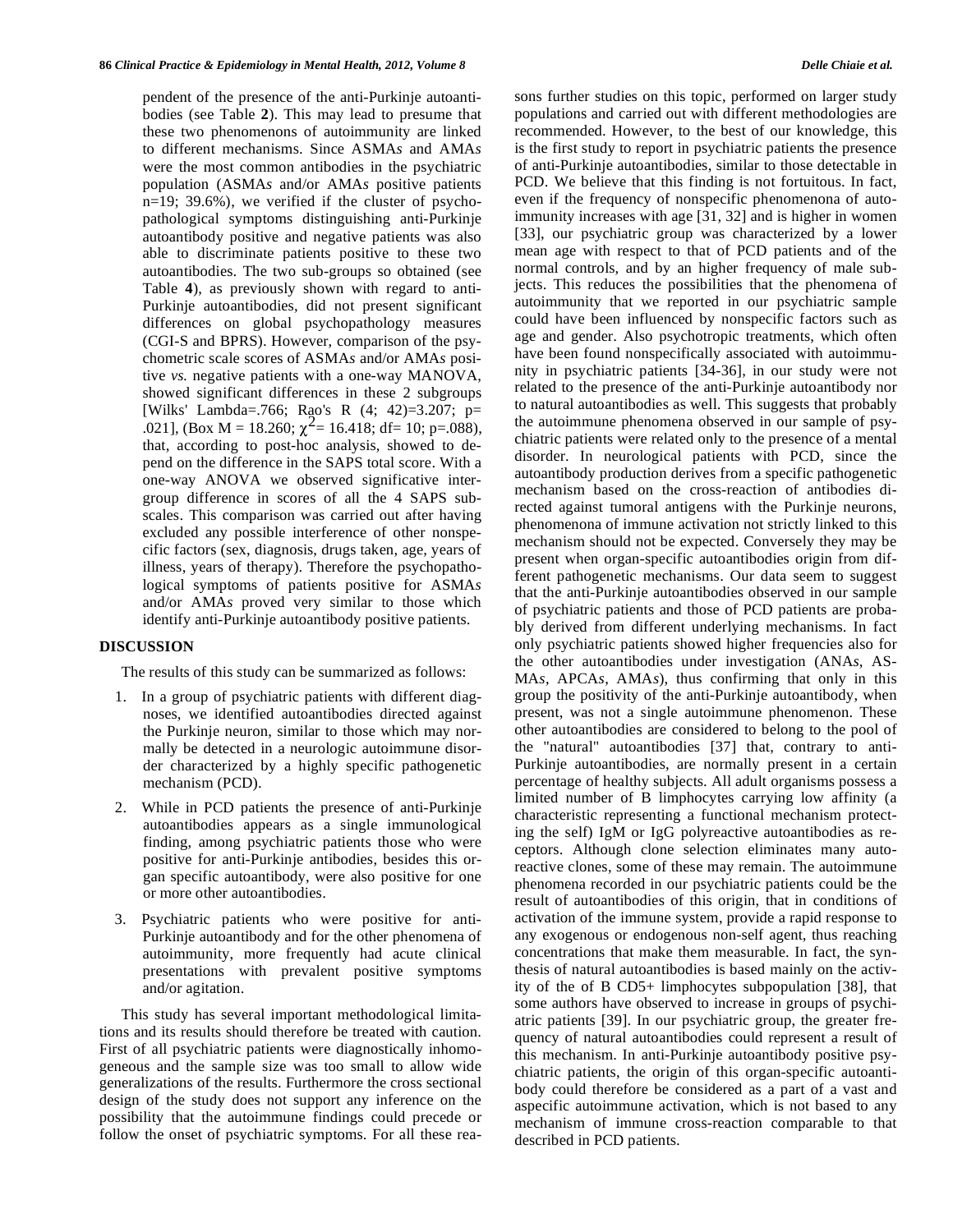pendent of the presence of the anti-Purkinje autoantibodies (see Table **2**). This may lead to presume that these two phenomenons of autoimmunity are linked to different mechanisms. Since ASMA*s* and AMA*s* were the most common antibodies in the psychiatric population (ASMA*s* and/or AMA*s* positive patients n=19; 39.6%), we verified if the cluster of psychopathological symptoms distinguishing anti-Purkinje autoantibody positive and negative patients was also able to discriminate patients positive to these two autoantibodies. The two sub-groups so obtained (see Table **4**), as previously shown with regard to anti-Purkinje autoantibodies, did not present significant differences on global psychopathology measures (CGI-S and BPRS). However, comparison of the psychometric scale scores of ASMA*s* and/or AMA*s* positive *vs.* negative patients with a one-way MANOVA, showed significant differences in these 2 subgroups [Wilks' Lambda=.766; Rao's R (4; 42)=3.207; p= .021], (Box M = 18.260; $\chi^2$= 16.418; df= 10; p=.088), that, according to post-hoc analysis, showed to depend on the difference in the SAPS total score. With a one-way ANOVA we observed significative inter-group difference in scores of all the 4 SAPS subscales. This comparison was carried out after having excluded any possible interference of other nonspecific factors (sex, diagnosis, drugs taken, age, years of illness, years of therapy). Therefore the psychopathological symptoms of patients positive for ASMA*s* and/or AMA*s* proved very similar to those which identify anti-Purkinje autoantibody positive patients.

## DISCUSSION

The results of this study can be summarized as follows:

1. In a group of psychiatric patients with different diagnoses, we identified autoantibodies directed against the Purkinje neuron, similar to those which may normally be detected in a neurologic autoimmune disorder characterized by a highly specific pathogenetic mechanism (PCD).
2. While in PCD patients the presence of anti-Purkinje autoantibodies appears as a single immunological finding, among psychiatric patients those who were positive for anti-Purkinje antibodies, besides this organ specific autoantibody, were also positive for one or more other autoantibodies.
3. Psychiatric patients who were positive for anti-Purkinje autoantibody and for the other phenomena of autoimmunity, more frequently had acute clinical presentations with prevalent positive symptoms and/or agitation.

This study has several important methodological limitations and its results should therefore be treated with caution. First of all psychiatric patients were diagnostically inhomogeneous and the sample size was too small to allow wide generalizations of the results. Furthermore the cross sectional design of the study does not support any inference on the possibility that the autoimmune findings could precede or follow the onset of psychiatric symptoms. For all these reasons further studies on this topic, performed on larger study populations and carried out with different methodologies are recommended. However, to the best of our knowledge, this is the first study to report in psychiatric patients the presence of anti-Purkinje autoantibodies, similar to those detectable in PCD. We believe that this finding is not fortuitous. In fact, even if the frequency of nonspecific phenomenona of autoimmunity increases with age [31, 32] and is higher in women [33], our psychiatric group was characterized by a lower mean age with respect to that of PCD patients and of the normal controls, and by an higher frequency of male subjects. This reduces the possibilities that the phenomena of autoimmunity that we reported in our psychiatric sample could have been influenced by nonspecific factors such as age and gender. Also psychotropic treatments, which often have been found nonspecifically associated with autoimmunity in psychiatric patients [34-36], in our study were not related to the presence of the anti-Purkinje autoantibody nor to natural autoantibodies as well. This suggests that probably the autoimmune phenomena observed in our sample of psychiatric patients were related only to the presence of a mental disorder. In neurological patients with PCD, since the autoantibody production derives from a specific pathogenetic mechanism based on the cross-reaction of antibodies directed against tumoral antigens with the Purkinje neurons, phenomenona of immune activation not strictly linked to this mechanism should not be expected. Conversely they may be present when organ-specific autoantibodies origin from different pathogenetic mechanisms. Our data seem to suggest that the anti-Purkinje autoantibodies observed in our sample of psychiatric patients and those of PCD patients are probably derived from different underlying mechanisms. In fact only psychiatric patients showed higher frequencies also for the other autoantibodies under investigation (ANA*s*, ASMA*s*, APCA*s*, AMA*s*), thus confirming that only in this group the positivity of the anti-Purkinje autoantibody, when present, was not a single autoimmune phenomenon. These other autoantibodies are considered to belong to the pool of the "natural" autoantibodies [37] that, contrary to anti-Purkinje autoantibodies, are normally present in a certain percentage of healthy subjects. All adult organisms possess a limited number of B limphocytes carrying low affinity (a characteristic representing a functional mechanism protecting the self) IgM or IgG polyreactive autoantibodies as receptors. Although clone selection eliminates many autoreactive clones, some of these may remain. The autoimmune phenomena recorded in our psychiatric patients could be the result of autoantibodies of this origin, that in conditions of activation of the immune system, provide a rapid response to any exogenous or endogenous non-self agent, thus reaching concentrations that make them measurable. In fact, the synthesis of natural autoantibodies is based mainly on the activity of the of B CD5+ limphocytes subpopulation [38], that some authors have observed to increase in groups of psychiatric patients [39]. In our psychiatric group, the greater frequency of natural autoantibodies could represent a result of this mechanism. In anti-Purkinje autoantibody positive psychiatric patients, the origin of this organ-specific autoantibody could therefore be considered as a part of a vast and aspecific autoimmune activation, which is not based to any mechanism of immune cross-reaction comparable to that described in PCD patients.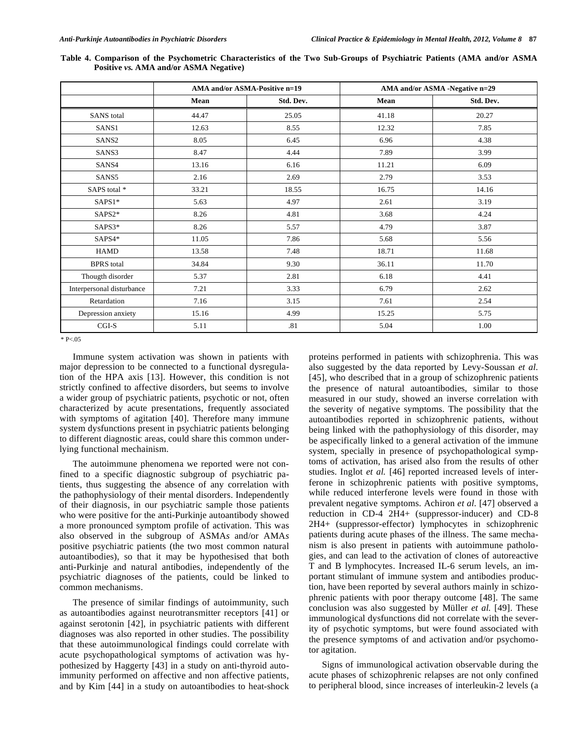**Table 4. Comparison of the Psychometric Characteristics of the Two Sub-Groups of Psychiatric Patients (AMA and/or ASMA Positive *vs.* AMA and/or ASMA Negative)**

| | AMA and/or ASMA-Positive n=19 | | AMA and/or ASMA -Negative n=29 | |
|---|---|---|---|---|
| | Mean | Std. Dev. | Mean | Std. Dev. |
| SANS total | 44.47 | 25.05 | 41.18 | 20.27 |
| SANS1 | 12.63 | 8.55 | 12.32 | 7.85 |
| SANS2 | 8.05 | 6.45 | 6.96 | 4.38 |
| SANS3 | 8.47 | 4.44 | 7.89 | 3.99 |
| SANS4 | 13.16 | 6.16 | 11.21 | 6.09 |
| SANS5 | 2.16 | 2.69 | 2.79 | 3.53 |
| SAPS total * | 33.21 | 18.55 | 16.75 | 14.16 |
| SAPS1* | 5.63 | 4.97 | 2.61 | 3.19 |
| SAPS2* | 8.26 | 4.81 | 3.68 | 4.24 |
| SAPS3* | 8.26 | 5.57 | 4.79 | 3.87 |
| SAPS4* | 11.05 | 7.86 | 5.68 | 5.56 |
| HAMD | 13.58 | 7.48 | 18.71 | 11.68 |
| BPRS total | 34.84 | 9.30 | 36.11 | 11.70 |
| Thougth disorder | 5.37 | 2.81 | 6.18 | 4.41 |
| Interpersonal disturbance | 7.21 | 3.33 | 6.79 | 2.62 |
| Retardation | 7.16 | 3.15 | 7.61 | 2.54 |
| Depression anxiety | 15.16 | 4.99 | 15.25 | 5.75 |
| CGI-S | 5.11 | .81 | 5.04 | 1.00 |

\* P<.05

Immune system activation was shown in patients with major depression to be connected to a functional dysregulation of the HPA axis [13]. However, this condition is not strictly confined to affective disorders, but seems to involve a wider group of psychiatric patients, psychotic or not, often characterized by acute presentations, frequently associated with symptoms of agitation [40]. Therefore many immune system dysfunctions present in psychiatric patients belonging to different diagnostic areas, could share this common underlying functional mechainism.

The autoimmune phenomena we reported were not confined to a specific diagnostic subgroup of psychiatric patients, thus suggesting the absence of any correlation with the pathophysiology of their mental disorders. Independently of their diagnosis, in our psychiatric sample those patients who were positive for the anti-Purkinje autoantibody showed a more pronounced symptom profile of activation. This was also observed in the subgroup of ASMA*s* and/or AMA*s* positive psychiatric patients (the two most common natural autoantibodies), so that it may be hypothesised that both anti-Purkinje and natural antibodies, independently of the psychiatric diagnoses of the patients, could be linked to common mechanisms.

The presence of similar findings of autoimmunity, such as autoantibodies against neurotransmitter receptors [41] or against serotonin [42], in psychiatric patients with different diagnoses was also reported in other studies. The possibility that these autoimmunological findings could correlate with acute psychopathological symptoms of activation was hypothesized by Haggerty [43] in a study on anti-thyroid autoimmunity performed on affective and non affective patients, and by Kim [44] in a study on autoantibodies to heat-shock proteins performed in patients with schizophrenia. This was also suggested by the data reported by Levy-Soussan *et al.* [45], who described that in a group of schizophrenic patients the presence of natural autoantibodies, similar to those measured in our study, showed an inverse correlation with the severity of negative symptoms. The possibility that the autoantibodies reported in schizophrenic patients, without being linked with the pathophysiology of this disorder, may be aspecifically linked to a general activation of the immune system, specially in presence of psychopathological symptoms of activation, has arised also from the results of other studies. Inglot *et al.* [46] reported increased levels of interferone in schizophrenic patients with positive symptoms, while reduced interferone levels were found in those with prevalent negative symptoms. Achiron *et al.* [47] observed a reduction in CD-4 2H4+ (suppressor-inducer) and CD-8 2H4+ (suppressor-effector) lymphocytes in schizophrenic patients during acute phases of the illness. The same mechanism is also present in patients with autoimmune pathologies, and can lead to the activation of clones of autoreactive T and B lymphocytes. Increased IL-6 serum levels, an important stimulant of immune system and antibodies production, have been reported by several authors mainly in schizophrenic patients with poor therapy outcome [48]. The same conclusion was also suggested by Müller *et al.* [49]. These immunological dysfunctions did not correlate with the severity of psychotic symptoms, but were found associated with the presence symptoms of and activation and/or psychomotor agitation.

Signs of immunological activation observable during the acute phases of schizophrenic relapses are not only confined to peripheral blood, since increases of interleukin-2 levels (a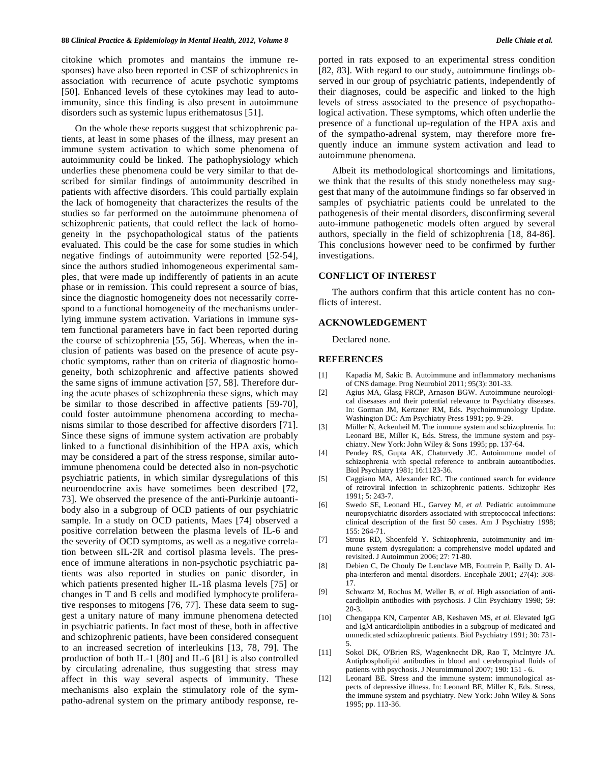citokine which promotes and mantains the immune responses) have also been reported in CSF of schizophrenics in association with recurrence of acute psychotic symptoms [50]. Enhanced levels of these cytokines may lead to autoimmunity, since this finding is also present in autoimmune disorders such as systemic lupus erithematosus [51].

On the whole these reports suggest that schizophrenic patients, at least in some phases of the illness, may present an immune system activation to which some phenomena of autoimmunity could be linked. The pathophysiology which underlies these phenomena could be very similar to that described for similar findings of autoimmunity described in patients with affective disorders. This could partially explain the lack of homogeneity that characterizes the results of the studies so far performed on the autoimmune phenomena of schizophrenic patients, that could reflect the lack of homogeneity in the psychopathological status of the patients evaluated. This could be the case for some studies in which negative findings of autoimmunity were reported [52-54], since the authors studied inhomogeneous experimental samples, that were made up indifferently of patients in an acute phase or in remission. This could represent a source of bias, since the diagnostic homogeneity does not necessarily correspond to a functional homogeneity of the mechanisms underlying immune system activation. Variations in immune system functional parameters have in fact been reported during the course of schizophrenia [55, 56]. Whereas, when the inclusion of patients was based on the presence of acute psychotic symptoms, rather than on criteria of diagnostic homogeneity, both schizophrenic and affective patients showed the same signs of immune activation [57, 58]. Therefore during the acute phases of schizophrenia these signs, which may be similar to those described in affective patients [59-70], could foster autoimmune phenomena according to mechanisms similar to those described for affective disorders [71]. Since these signs of immune system activation are probably linked to a functional disinhibition of the HPA axis, which may be considered a part of the stress response, similar autoimmune phenomena could be detected also in non-psychotic psychiatric patients, in which similar dysregulations of this neuroendocrine axis have sometimes been described [72, 73]. We observed the presence of the anti-Purkinje autoantibody also in a subgroup of OCD patients of our psychiatric sample. In a study on OCD patients, Maes [74] observed a positive correlation between the plasma levels of IL-6 and the severity of OCD symptoms, as well as a negative correlation between sIL-2R and cortisol plasma levels. The presence of immune alterations in non-psychotic psychiatric patients was also reported in studies on panic disorder, in which patients presented higher IL-1ß plasma levels [75] or changes in T and B cells and modified lymphocyte proliferative responses to mitogens [76, 77]. These data seem to suggest a unitary nature of many immune phenomena detected in psychiatric patients. In fact most of these, both in affective and schizophrenic patients, have been considered consequent to an increased secretion of interleukins [13, 78, 79]. The production of both IL-1 [80] and IL-6 [81] is also controlled by circulating adrenaline, thus suggesting that stress may affect in this way several aspects of immunity. These mechanisms also explain the stimulatory role of the sympatho-adrenal system on the primary antibody response, reported in rats exposed to an experimental stress condition [82, 83]. With regard to our study, autoimmune findings observed in our group of psychiatric patients, independently of their diagnoses, could be aspecific and linked to the high levels of stress associated to the presence of psychopathological activation. These symptoms, which often underlie the presence of a functional up-regulation of the HPA axis and of the sympatho-adrenal system, may therefore more frequently induce an immune system activation and lead to autoimmune phenomena.

Albeit its methodological shortcomings and limitations, we think that the results of this study nonetheless may suggest that many of the autoimmune findings so far observed in samples of psychiatric patients could be unrelated to the pathogenesis of their mental disorders, disconfirming several auto-immune pathogenetic models often argued by several authors, specially in the field of schizophrenia [18, 84-86]. This conclusions however need to be confirmed by further investigations.

## CONFLICT OF INTEREST

The authors confirm that this article content has no conflicts of interest.

## ACKNOWLEDGEMENT

Declared none.

## REFERENCES

[1] Kapadia M, Sakic B. Autoimmune and inflammatory mechanisms of CNS damage. Prog Neurobiol 2011; 95(3): 301-33.

[2] Agius MA, Glasg FRCP, Arnason BGW. Autoimmune neurological disesases and their potential relevance to Psychiatry diseases. In: Gorman JM, Kertzner RM, Eds. Psychoimmunology Update. Washington DC: Am Psychiatry Press 1991; pp. 9-29.

[3] Müller N, Ackenheil M. The immune system and schizophrenia. In: Leonard BE, Miller K, Eds. Stress, the immune system and psychiatry. New York: John Wiley & Sons 1995; pp. 137-64.

[4] Pendey RS, Gupta AK, Chaturvedy JC. Autoimmune model of schizophrenia with special reference to antibrain autoantibodies. Biol Psychiatry 1981; 16:1123-36.

[5] Caggiano MA, Alexander RC. The continued search for evidence of retroviral infection in schizophrenic patients. Schizophr Res 1991; 5: 243-7.

[6] Swedo SE, Leonard HL, Garvey M, *et al.* Pediatric autoimmune neuropsychiatric disorders associated with streptococcal infections: clinical description of the first 50 cases. Am J Psychiatry 1998; 155: 264-71.

[7] Strous RD, Shoenfeld Y. Schizophrenia, autoimmunity and immune system dysregulation: a comprehensive model updated and revisited. J Autoimmun 2006; 27: 71-80.

[8] Debien C, De Chouly De Lenclave MB, Foutrein P, Bailly D. Alpha-interferon and mental disorders. Encephale 2001; 27(4): 308-17.

[9] Schwartz M, Rochus M, Weller B, *et al.* High association of anticardiolipin antibodies with psychosis. J Clin Psychiatry 1998; 59: 20-3.

[10] Chengappa KN, Carpenter AB, Keshaven MS, *et al.* Elevated IgG and IgM anticardiolipin antibodies in a subgroup of medicated and unmedicated schizophrenic patients. Biol Psychiatry 1991; 30: 731-5.

[11] Sokol DK, O'Brien RS, Wagenknecht DR, Rao T, McIntyre JA. Antiphospholipid antibodies in blood and cerebrospinal fluids of patients with psychosis. J Neuroimmunol 2007; 190: 151 - 6.

[12] Leonard BE. Stress and the immune system: immunological aspects of depressive illness. In: Leonard BE, Miller K, Eds. Stress, the immune system and psychiatry. New York: John Wiley & Sons 1995; pp. 113-36.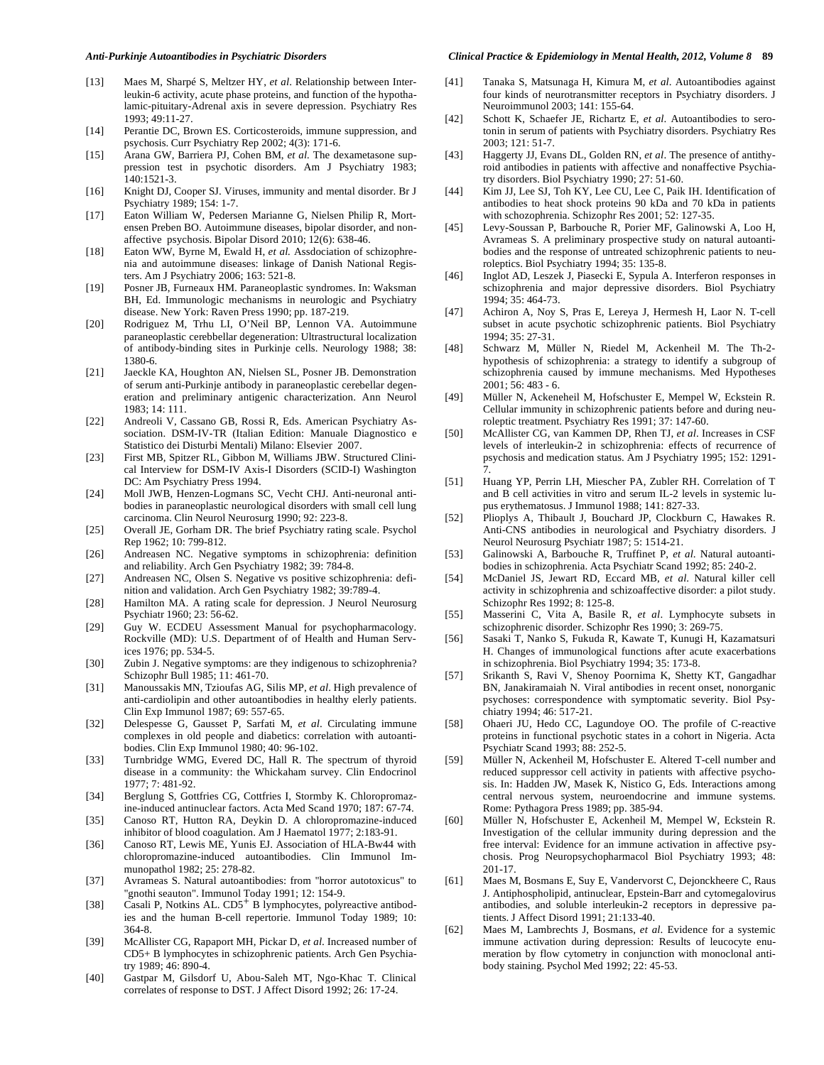[13] Maes M, Sharpé S, Meltzer HY, *et al*. Relationship between Interleukin-6 activity, acute phase proteins, and function of the hypothalamic-pituitary-Adrenal axis in severe depression. Psychiatry Res 1993; 49:11-27.

[14] Perantie DC, Brown ES. Corticosteroids, immune suppression, and psychosis. Curr Psychiatry Rep 2002; 4(3): 171-6.

[15] Arana GW, Barriera PJ, Cohen BM, *et al*. The dexametasone suppression test in psychotic disorders. Am J Psychiatry 1983; 140:1521-3.

[16] Knight DJ, Cooper SJ. Viruses, immunity and mental disorder. Br J Psychiatry 1989; 154: 1-7.

[17] Eaton William W, Pedersen Marianne G, Nielsen Philip R, Mortensen Preben BO. Autoimmune diseases, bipolar disorder, and non-affective psychosis. Bipolar Disord 2010; 12(6): 638-46.

[18] Eaton WW, Byrne M, Ewald H, *et al.* Assdociation of schizophrenia and autoimmune diseases: linkage of Danish National Registers. Am J Psychiatry 2006; 163: 521-8.

[19] Posner JB, Furneaux HM. Paraneoplastic syndromes. In: Waksman BH, Ed. Immunologic mechanisms in neurologic and Psychiatry disease. New York: Raven Press 1990; pp. 187-219.

[20] Rodriguez M, Trhu LI, O'Neil BP, Lennon VA. Autoimmune paraneoplastic cerebbellar degeneration: Ultrastructural localization of antibody-binding sites in Purkinje cells. Neurology 1988; 38: 1380-6.

[21] Jaeckle KA, Houghton AN, Nielsen SL, Posner JB. Demonstration of serum anti-Purkinje antibody in paraneoplastic cerebellar degeneration and preliminary antigenic characterization. Ann Neurol 1983; 14: 111.

[22] Andreoli V, Cassano GB, Rossi R, Eds. American Psychiatry Association. DSM-IV-TR (Italian Edition: Manuale Diagnostico e Statistico dei Disturbi Mentali) Milano: Elsevier 2007.

[23] First MB, Spitzer RL, Gibbon M, Williams JBW. Structured Clinical Interview for DSM-IV Axis-I Disorders (SCID-I) Washington DC: Am Psychiatry Press 1994.

[24] Moll JWB, Henzen-Logmans SC, Vecht CHJ. Anti-neuronal antibodies in paraneoplastic neurological disorders with small cell lung carcinoma. Clin Neurol Neurosurg 1990; 92: 223-8.

[25] Overall JE, Gorham DR. The brief Psychiatry rating scale. Psychol Rep 1962; 10: 799-812.

[26] Andreasen NC. Negative symptoms in schizophrenia: definition and reliability. Arch Gen Psychiatry 1982; 39: 784-8.

[27] Andreasen NC, Olsen S. Negative vs positive schizophrenia: definition and validation. Arch Gen Psychiatry 1982; 39:789-4.

[28] Hamilton MA. A rating scale for depression. J Neurol Neurosurg Psychiatr 1960; 23: 56-62.

[29] Guy W. ECDEU Assessment Manual for psychopharmacology. Rockville (MD): U.S. Department of of Health and Human Services 1976; pp. 534-5.

[30] Zubin J. Negative symptoms: are they indigenous to schizophrenia? Schizophr Bull 1985; 11: 461-70.

[31] Manoussakis MN, Tzioufas AG, Silis MP, *et al*. High prevalence of anti-cardiolipin and other autoantibodies in healthy elerly patients. Clin Exp Immunol 1987; 69: 557-65.

[32] Delespesse G, Gausset P, Sarfati M, *et al*. Circulating immune complexes in old people and diabetics: correlation with autoantibodies. Clin Exp Immunol 1980; 40: 96-102.

[33] Turnbridge WMG, Evered DC, Hall R. The spectrum of thyroid disease in a community: the Whickaham survey. Clin Endocrinol 1977; 7: 481-92.

[34] Berglung S, Gottfries CG, Cottfries I, Stormby K. Chloropromazine-induced antinuclear factors. Acta Med Scand 1970; 187: 67-74.

[35] Canoso RT, Hutton RA, Deykin D. A chloropromazine-induced inhibitor of blood coagulation. Am J Haematol 1977; 2:183-91.

[36] Canoso RT, Lewis ME, Yunis EJ. Association of HLA-Bw44 with chloropromazine-induced autoantibodies. Clin Immunol Immunopathol 1982; 25: 278-82.

[37] Avrameas S. Natural autoantibodies: from "horror autotoxicus" to "gnothi seauton". Immunol Today 1991; 12: 154-9.

[38] Casali P, Notkins AL. $CD5^+$ B lymphocytes, polyreactive antibodies and the human B-cell repertorie. Immunol Today 1989; 10: 364-8.

[39] McAllister CG, Rapaport MH, Pickar D, *et al*. Increased number of CD5+ B lymphocytes in schizophrenic patients. Arch Gen Psychiatry 1989; 46: 890-4.

[40] Gastpar M, Gilsdorf U, Abou-Saleh MT, Ngo-Khac T. Clinical correlates of response to DST. J Affect Disord 1992; 26: 17-24.

[41] Tanaka S, Matsunaga H, Kimura M, *et al*. Autoantibodies against four kinds of neurotransmitter receptors in Psychiatry disorders. J Neuroimmunol 2003; 141: 155-64.

[42] Schott K, Schaefer JE, Richartz E, *et al*. Autoantibodies to serotonin in serum of patients with Psychiatry disorders. Psychiatry Res 2003; 121: 51-7.

[43] Haggerty JJ, Evans DL, Golden RN, *et al*. The presence of antithyroid antibodies in patients with affective and nonaffective Psychiatry disorders. Biol Psychiatry 1990; 27: 51-60.

[44] Kim JJ, Lee SJ, Toh KY, Lee CU, Lee C, Paik IH. Identification of antibodies to heat shock proteins 90 kDa and 70 kDa in patients with schozophrenia. Schizophr Res 2001; 52: 127-35.

[45] Levy-Soussan P, Barbouche R, Porier MF, Galinowski A, Loo H, Avrameas S. A preliminary prospective study on natural autoantibodies and the response of untreated schizophrenic patients to neuroleptics. Biol Psychiatry 1994; 35: 135-8.

[46] Inglot AD, Leszek J, Piasecki E, Sypula A. Interferon responses in schizophrenia and major depressive disorders. Biol Psychiatry 1994; 35: 464-73.

[47] Achiron A, Noy S, Pras E, Lereya J, Hermesh H, Laor N. T-cell subset in acute psychotic schizophrenic patients. Biol Psychiatry 1994; 35: 27-31.

[48] Schwarz M, Müller N, Riedel M, Ackenheil M. The Th-2-hypothesis of schizophrenia: a strategy to identify a subgroup of schizophrenia caused by immune mechanisms. Med Hypotheses 2001; 56: 483 - 6.

[49] Müller N, Ackeneheil M, Hofschuster E, Mempel W, Eckstein R. Cellular immunity in schizophrenic patients before and during neuroleptic treatment. Psychiatry Res 1991; 37: 147-60.

[50] McAllister CG, van Kammen DP, Rhen TJ, *et al*. Increases in CSF levels of interleukin-2 in schizophrenia: effects of recurrence of psychosis and medication status. Am J Psychiatry 1995; 152: 1291-7.

[51] Huang YP, Perrin LH, Miescher PA, Zubler RH. Correlation of T and B cell activities in vitro and serum IL-2 levels in systemic lupus erythematosus. J Immunol 1988; 141: 827-33.

[52] Plioplys A, Thibault J, Bouchard JP, Clockburn C, Hawakes R. Anti-CNS antibodies in neurological and Psychiatry disorders. J Neurol Neurosurg Psychiatr 1987; 5: 1514-21.

[53] Galinowski A, Barbouche R, Truffinet P, *et al.* Natural autoantibodies in schizophrenia. Acta Psychiatr Scand 1992; 85: 240-2.

[54] McDaniel JS, Jewart RD, Eccard MB, *et al.* Natural killer cell activity in schizophrenia and schizoaffective disorder: a pilot study. Schizophr Res 1992; 8: 125-8.

[55] Masserini C, Vita A, Basile R, *et al*. Lymphocyte subsets in schizophrenic disorder. Schizophr Res 1990; 3: 269-75.

[56] Sasaki T, Nanko S, Fukuda R, Kawate T, Kunugi H, Kazamatsuri H. Changes of immunological functions after acute exacerbations in schizophrenia. Biol Psychiatry 1994; 35: 173-8.

[57] Srikanth S, Ravi V, Shenoy Poornima K, Shetty KT, Gangadhar BN, Janakiramaiah N. Viral antibodies in recent onset, nonorganic psychoses: correspondence with symptomatic severity. Biol Psychiatry 1994; 46: 517-21.

[58] Ohaeri JU, Hedo CC, Lagundoye OO. The profile of C-reactive proteins in functional psychotic states in a cohort in Nigeria. Acta Psychiatr Scand 1993; 88: 252-5.

[59] Müller N, Ackenheil M, Hofschuster E. Altered T-cell number and reduced suppressor cell activity in patients with affective psychosis. In: Hadden JW, Masek K, Nistico G, Eds. Interactions among central nervous system, neuroendocrine and immune systems. Rome: Pythagora Press 1989; pp. 385-94.

[60] Müller N, Hofschuster E, Ackenheil M, Mempel W, Eckstein R. Investigation of the cellular immunity during depression and the free interval: Evidence for an immune activation in affective psychosis. Prog Neuropsychopharmacol Biol Psychiatry 1993; 48: 201-17.

[61] Maes M, Bosmans E, Suy E, Vandervorst C, Dejonckheere C, Raus J. Antiphospholipid, antinuclear, Epstein-Barr and cytomegalovirus antibodies, and soluble interleukin-2 receptors in depressive patients. J Affect Disord 1991; 21:133-40.

[62] Maes M, Lambrechts J, Bosmans, *et al*. Evidence for a systemic immune activation during depression: Results of leucocyte enumeration by flow cytometry in conjunction with monoclonal antibody staining. Psychol Med 1992; 22: 45-53.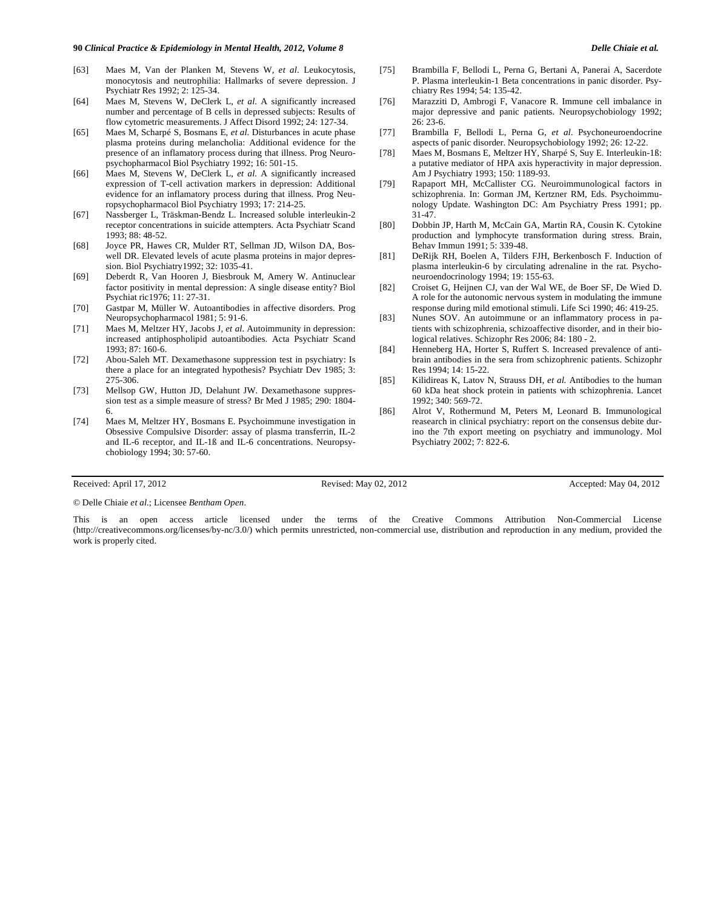[63] Maes M, Van der Planken M, Stevens W, *et al*. Leukocytosis, monocytosis and neutrophilia: Hallmarks of severe depression. J Psychiatr Res 1992; 2: 125-34.

[64] Maes M, Stevens W, DeClerk L, *et al*. A significantly increased number and percentage of B cells in depressed subjects: Results of flow cytometric measurements. J Affect Disord 1992; 24: 127-34.

[65] Maes M, Scharpé S, Bosmans E, *et al*. Disturbances in acute phase plasma proteins during melancholia: Additional evidence for the presence of an inflamatory process during that illness. Prog Neuropsychopharmacol Biol Psychiatry 1992; 16: 501-15.

[66] Maes M, Stevens W, DeClerk L, *et al*. A significantly increased expression of T-cell activation markers in depression: Additional evidence for an inflamatory process during that illness. Prog Neuropsychopharmacol Biol Psychiatry 1993; 17: 214-25.

[67] Nassberger L, Träskman-Bendz L. Increased soluble interleukin-2 receptor concentrations in suicide attempters. Acta Psychiatr Scand 1993; 88: 48-52.

[68] Joyce PR, Hawes CR, Mulder RT, Sellman JD, Wilson DA, Boswell DR. Elevated levels of acute plasma proteins in major depression. Biol Psychiatry1992; 32: 1035-41.

[69] Deberdt R, Van Hooren J, Biesbrouk M, Amery W. Antinuclear factor positivity in mental depression: A single disease entity? Biol Psychiat ric1976; 11: 27-31.

[70] Gastpar M, Müller W. Autoantibodies in affective disorders. Prog Neuropsychopharmacol 1981; 5: 91-6.

[71] Maes M, Meltzer HY, Jacobs J, *et al*. Autoimmunity in depression: increased antiphospholipid autoantibodies. Acta Psychiatr Scand 1993; 87: 160-6.

[72] Abou-Saleh MT. Dexamethasone suppression test in psychiatry: Is there a place for an integrated hypothesis? Psychiatr Dev 1985; 3: 275-306.

[73] Mellsop GW, Hutton JD, Delahunt JW. Dexamethasone suppression test as a simple measure of stress? Br Med J 1985; 290: 1804-6.

[74] Maes M, Meltzer HY, Bosmans E. Psychoimmune investigation in Obsessive Compulsive Disorder: assay of plasma transferrin, IL-2 and IL-6 receptor, and IL-1ß and IL-6 concentrations. Neuropsychobiology 1994; 30: 57-60.

[75] Brambilla F, Bellodi L, Perna G, Bertani A, Panerai A, Sacerdote P. Plasma interleukin-1 Beta concentrations in panic disorder. Psychiatry Res 1994; 54: 135-42.

[76] Marazziti D, Ambrogi F, Vanacore R. Immune cell imbalance in major depressive and panic patients. Neuropsychobiology 1992; 26: 23-6.

[77] Brambilla F, Bellodi L, Perna G, *et al*. Psychoneuroendocrine aspects of panic disorder. Neuropsychobiology 1992; 26: 12-22.

[78] Maes M, Bosmans E, Meltzer HY, Sharpé S, Suy E. Interleukin-1ß: a putative mediator of HPA axis hyperactivity in major depression. Am J Psychiatry 1993; 150: 1189-93.

[79] Rapaport MH, McCallister CG. Neuroimmunological factors in schizophrenia. In: Gorman JM, Kertzner RM, Eds. Psychoimmunology Update. Washington DC: Am Psychiatry Press 1991; pp. 31-47.

[80] Dobbin JP, Harth M, McCain GA, Martin RA, Cousin K. Cytokine production and lymphocyte transformation during stress. Brain, Behav Immun 1991; 5: 339-48.

[81] DeRijk RH, Boelen A, Tilders FJH, Berkenbosch F. Induction of plasma interleukin-6 by circulating adrenaline in the rat. Psychoneuroendocrinology 1994; 19: 155-63.

[82] Croiset G, Heijnen CJ, van der Wal WE, de Boer SF, De Wied D. A role for the autonomic nervous system in modulating the immune response during mild emotional stimuli. Life Sci 1990; 46: 419-25.

[83] Nunes SOV. An autoimmune or an inflammatory process in patients with schizophrenia, schizoaffective disorder, and in their biological relatives. Schizophr Res 2006; 84: 180 - 2.

[84] Henneberg HA, Horter S, Ruffert S. Increased prevalence of antibrain antibodies in the sera from schizophrenic patients. Schizophr Res 1994; 14: 15-22.

[85] Kilidireas K, Latov N, Strauss DH, *et al.* Antibodies to the human 60 kDa heat shock protein in patients with schizophrenia. Lancet 1992; 340: 569-72.

[86] Alrot V, Rothermund M, Peters M, Leonard B. Immunological reasearch in clinical psychiatry: report on the consensus debite durino the 7th export meeting on psychiatry and immunology. Mol Psychiatry 2002; 7: 822-6.

---

Received: April 17, 2012 Revised: May 02, 2012 Accepted: May 04, 2012

© Delle Chiaie *et al.*; Licensee *Bentham Open*.

This is an open access article licensed under the terms of the Creative Commons Attribution Non-Commercial License (http://creativecommons.org/licenses/by-nc/3.0/) which permits unrestricted, non-commercial use, distribution and reproduction in any medium, provided the work is properly cited.